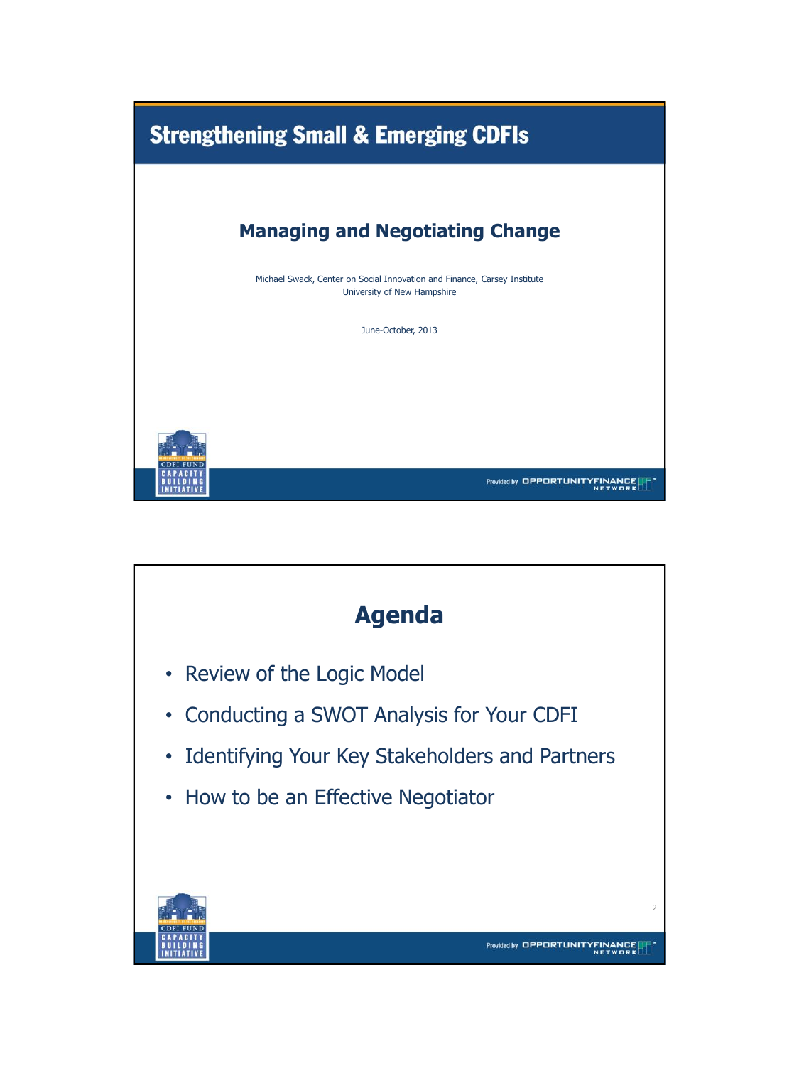# Strengthening Small & Emerging CDFIs

## Managing and Negotiating Change

Michael Swack, Center on Social Innovation and Finance, Carsey Institute
University of New Hampshire

June-October, 2013

CDFI FUND CAPACITY BUILDING INITIATIVE

Provided by OPPORTUNITY FINANCE NETWORK

---

## Agenda

- Review of the Logic Model
- Conducting a SWOT Analysis for Your CDFI
- Identifying Your Key Stakeholders and Partners
- How to be an Effective Negotiator

CDFI FUND CAPACITY BUILDING INITIATIVE

Provided by OPPORTUNITY FINANCE NETWORK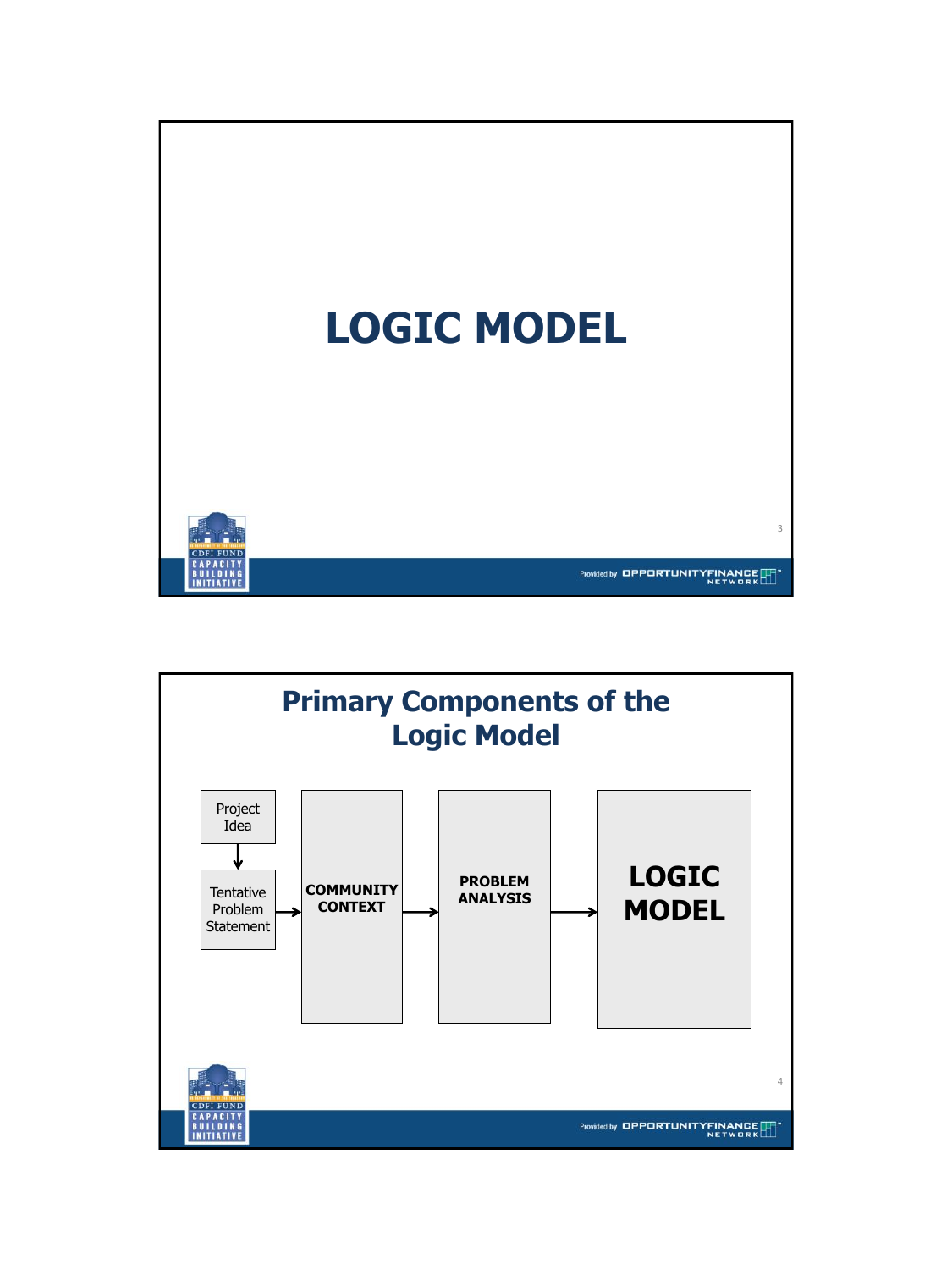# LOGIC MODEL

## Primary Components of the Logic Model

Project Idea → Tentative Problem Statement → COMMUNITY CONTEXT → PROBLEM ANALYSIS → LOGIC MODEL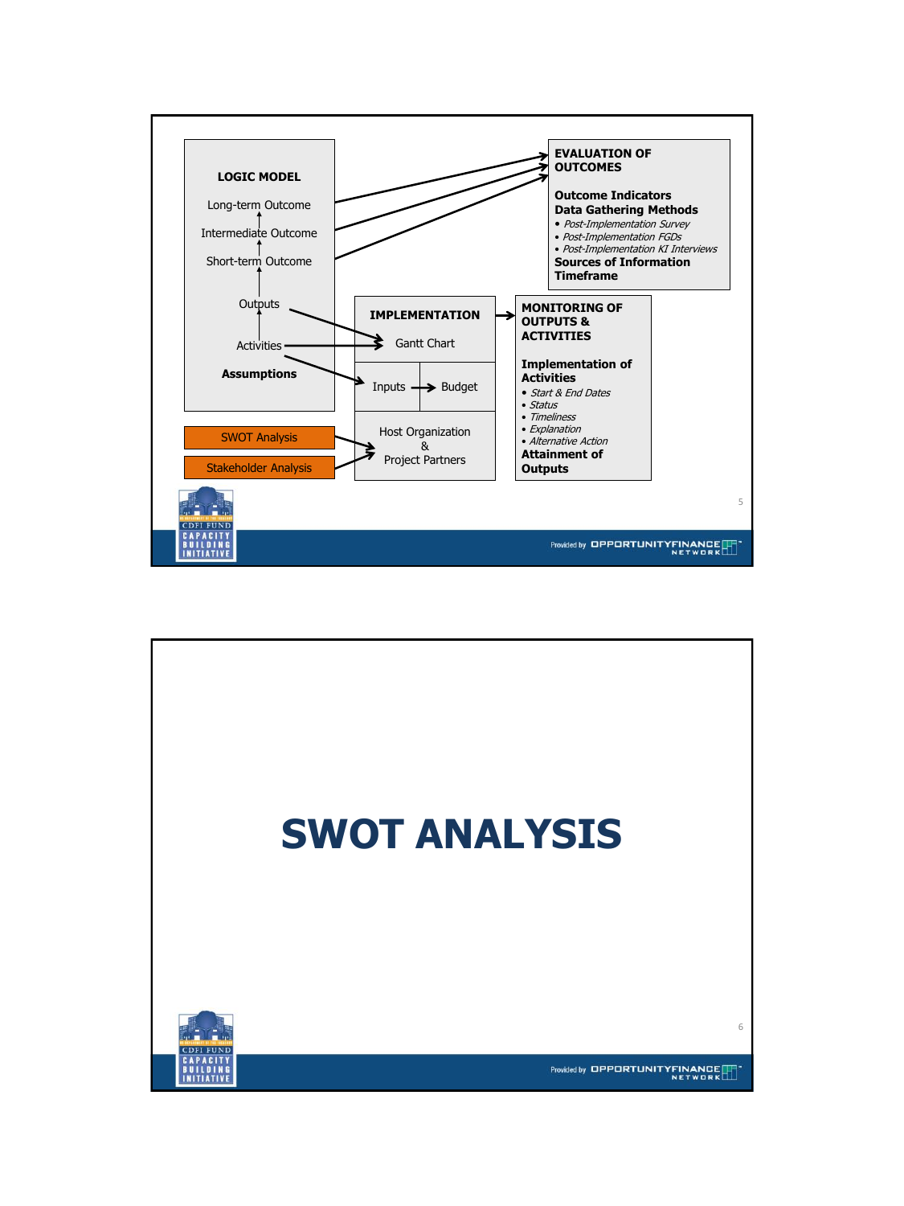**LOGIC MODEL**

Long-term Outcome

Intermediate Outcome

Short-term Outcome

Outputs

Activities

**Assumptions**

SWOT Analysis

Stakeholder Analysis

**IMPLEMENTATION**

Gantt Chart

Inputs → Budget

Host Organization & Project Partners

**EVALUATION OF OUTCOMES**

**Outcome Indicators**

**Data Gathering Methods**

- *Post-Implementation Survey*
- *Post-Implementation FGDs*
- *Post-Implementation KI Interviews*

**Sources of Information**

**Timeframe**

**MONITORING OF OUTPUTS & ACTIVITIES**

**Implementation of Activities**

- *Start & End Dates*
- *Status*
- *Timeliness*
- *Explanation*
- *Alternative Action*

**Attainment of Outputs**

# SWOT ANALYSIS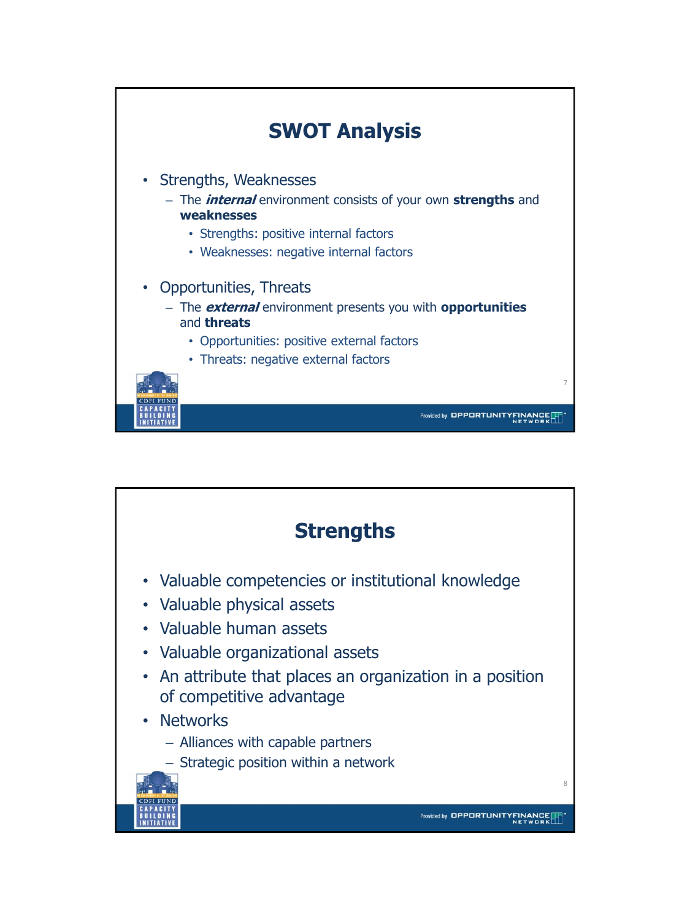## SWOT Analysis

- Strengths, Weaknesses
  - The ***internal*** environment consists of your own **strengths** and **weaknesses**
    - Strengths: positive internal factors
    - Weaknesses: negative internal factors
- Opportunities, Threats
  - The ***external*** environment presents you with **opportunities** and **threats**
    - Opportunities: positive external factors
    - Threats: negative external factors

## Strengths

- Valuable competencies or institutional knowledge
- Valuable physical assets
- Valuable human assets
- Valuable organizational assets
- An attribute that places an organization in a position of competitive advantage
- Networks
  - Alliances with capable partners
  - Strategic position within a network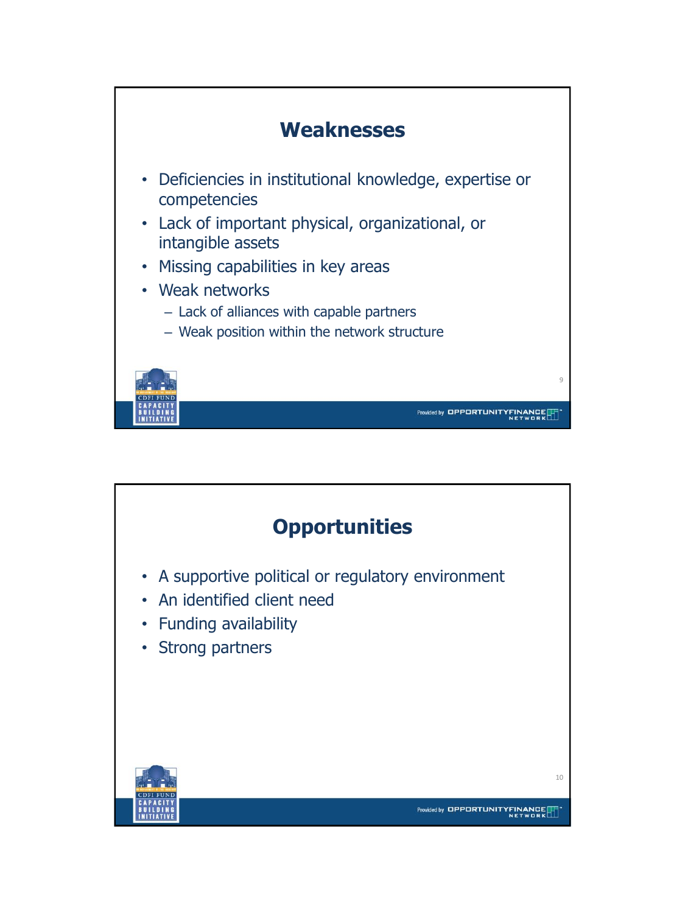## Weaknesses

- Deficiencies in institutional knowledge, expertise or competencies
- Lack of important physical, organizational, or intangible assets
- Missing capabilities in key areas
- Weak networks
  - Lack of alliances with capable partners
  - Weak position within the network structure

## Opportunities

- A supportive political or regulatory environment
- An identified client need
- Funding availability
- Strong partners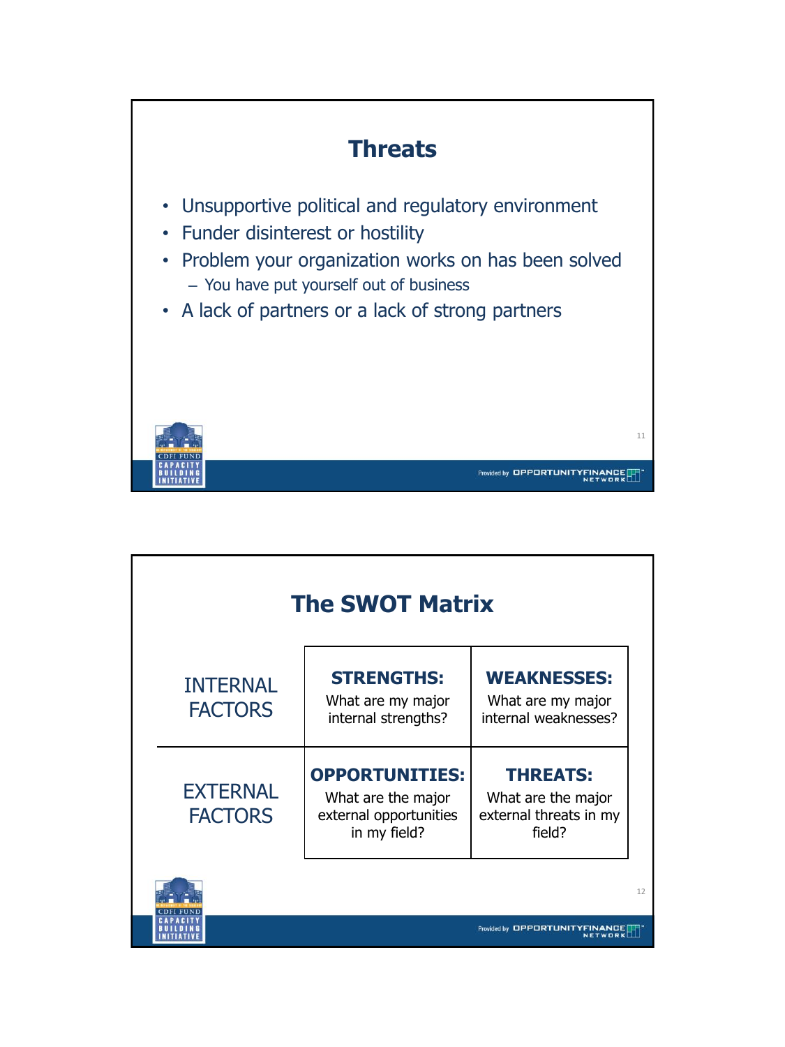# Threats

- Unsupportive political and regulatory environment
- Funder disinterest or hostility
- Problem your organization works on has been solved
  - You have put yourself out of business
- A lack of partners or a lack of strong partners

# The SWOT Matrix

| | | |
|---|---|---|
| INTERNAL FACTORS | **STRENGTHS:** What are my major internal strengths? | **WEAKNESSES:** What are my major internal weaknesses? |
| EXTERNAL FACTORS | **OPPORTUNITIES:** What are the major external opportunities in my field? | **THREATS:** What are the major external threats in my field? |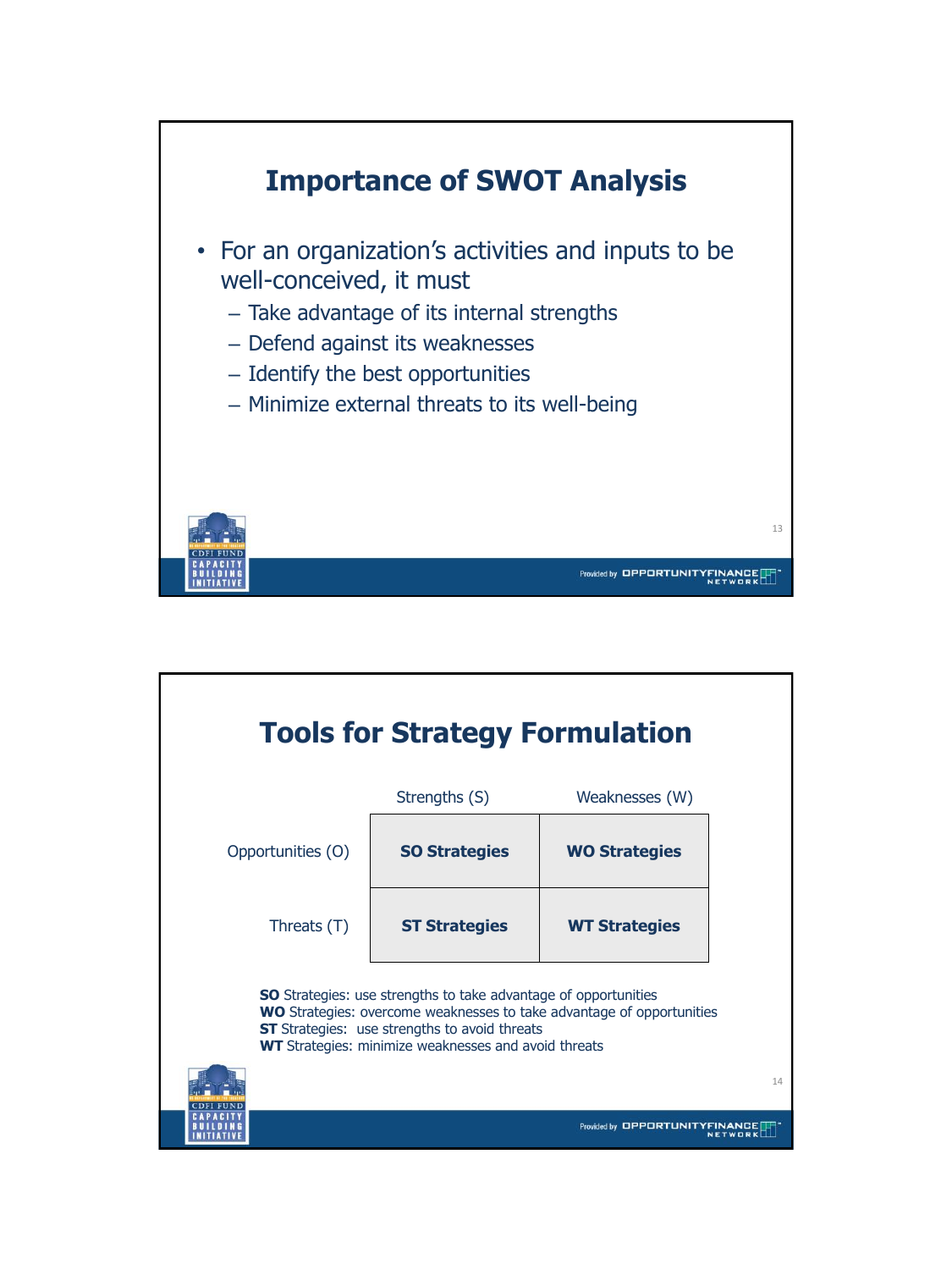## Importance of SWOT Analysis

- For an organization's activities and inputs to be well-conceived, it must
  - Take advantage of its internal strengths
  - Defend against its weaknesses
  - Identify the best opportunities
  - Minimize external threats to its well-being

## Tools for Strategy Formulation

| | Strengths (S) | Weaknesses (W) |
|---|---|---|
| Opportunities (O) | **SO Strategies** | **WO Strategies** |
| Threats (T) | **ST Strategies** | **WT Strategies** |

**SO** Strategies: use strengths to take advantage of opportunities
**WO** Strategies: overcome weaknesses to take advantage of opportunities
**ST** Strategies: use strengths to avoid threats
**WT** Strategies: minimize weaknesses and avoid threats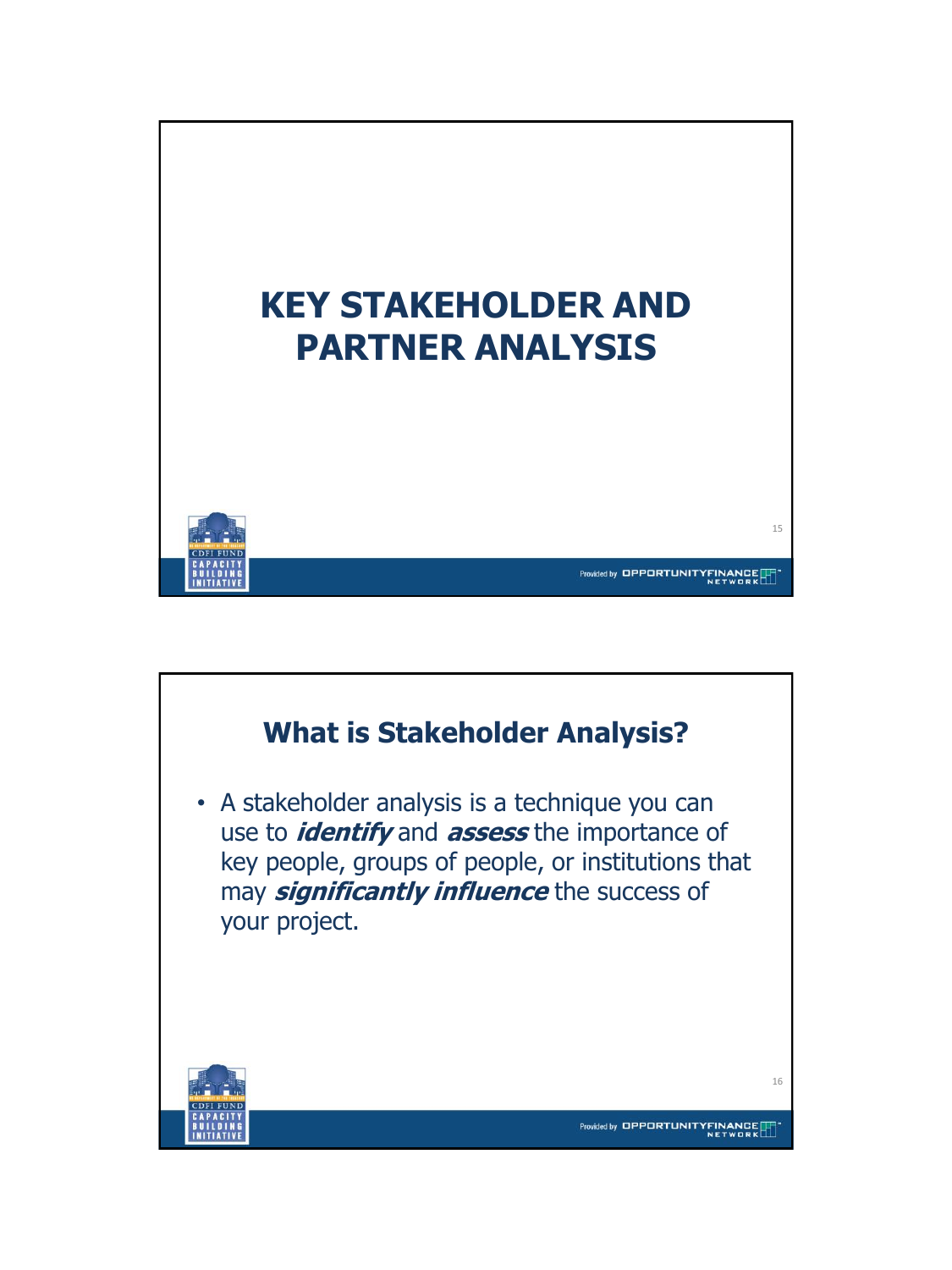# KEY STAKEHOLDER AND PARTNER ANALYSIS

## What is Stakeholder Analysis?

- A stakeholder analysis is a technique you can use to ***identify*** and ***assess*** the importance of key people, groups of people, or institutions that may ***significantly influence*** the success of your project.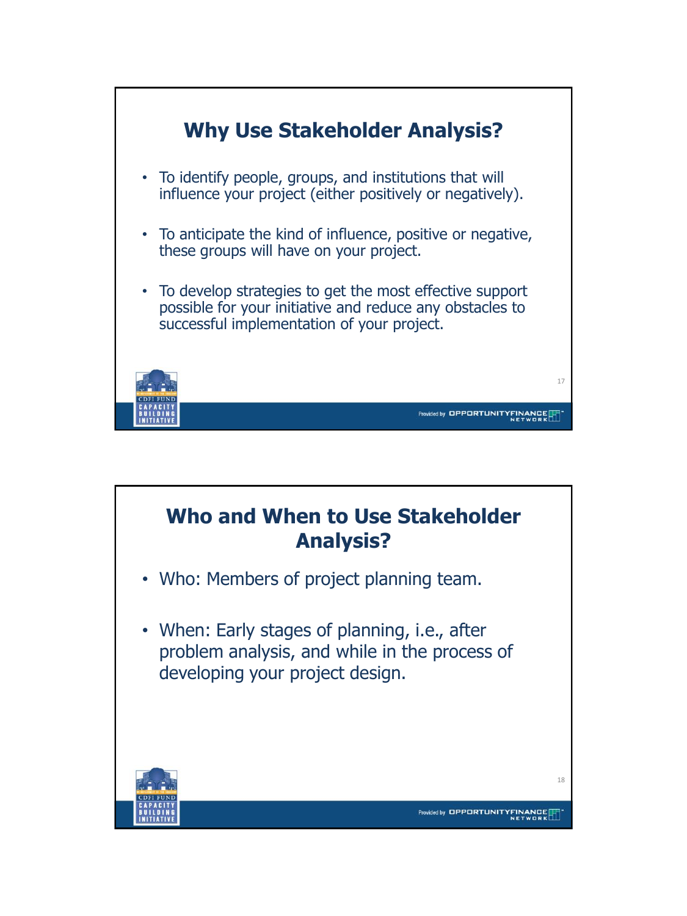## Why Use Stakeholder Analysis?

- To identify people, groups, and institutions that will influence your project (either positively or negatively).
- To anticipate the kind of influence, positive or negative, these groups will have on your project.
- To develop strategies to get the most effective support possible for your initiative and reduce any obstacles to successful implementation of your project.

## Who and When to Use Stakeholder Analysis?

- Who: Members of project planning team.
- When: Early stages of planning, i.e., after problem analysis, and while in the process of developing your project design.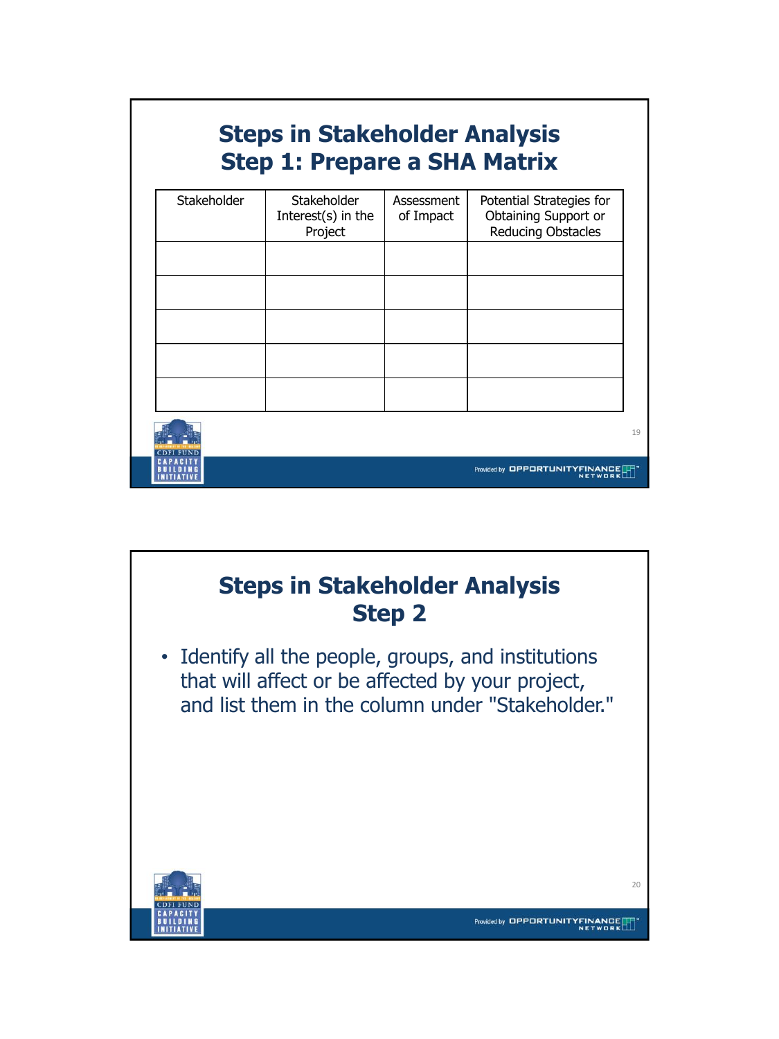## Steps in Stakeholder Analysis
## Step 1: Prepare a SHA Matrix

| Stakeholder | Stakeholder Interest(s) in the Project | Assessment of Impact | Potential Strategies for Obtaining Support or Reducing Obstacles |
|---|---|---|---|
| | | | |
| | | | |
| | | | |
| | | | |
| | | | |

## Steps in Stakeholder Analysis
## Step 2

- Identify all the people, groups, and institutions that will affect or be affected by your project, and list them in the column under "Stakeholder."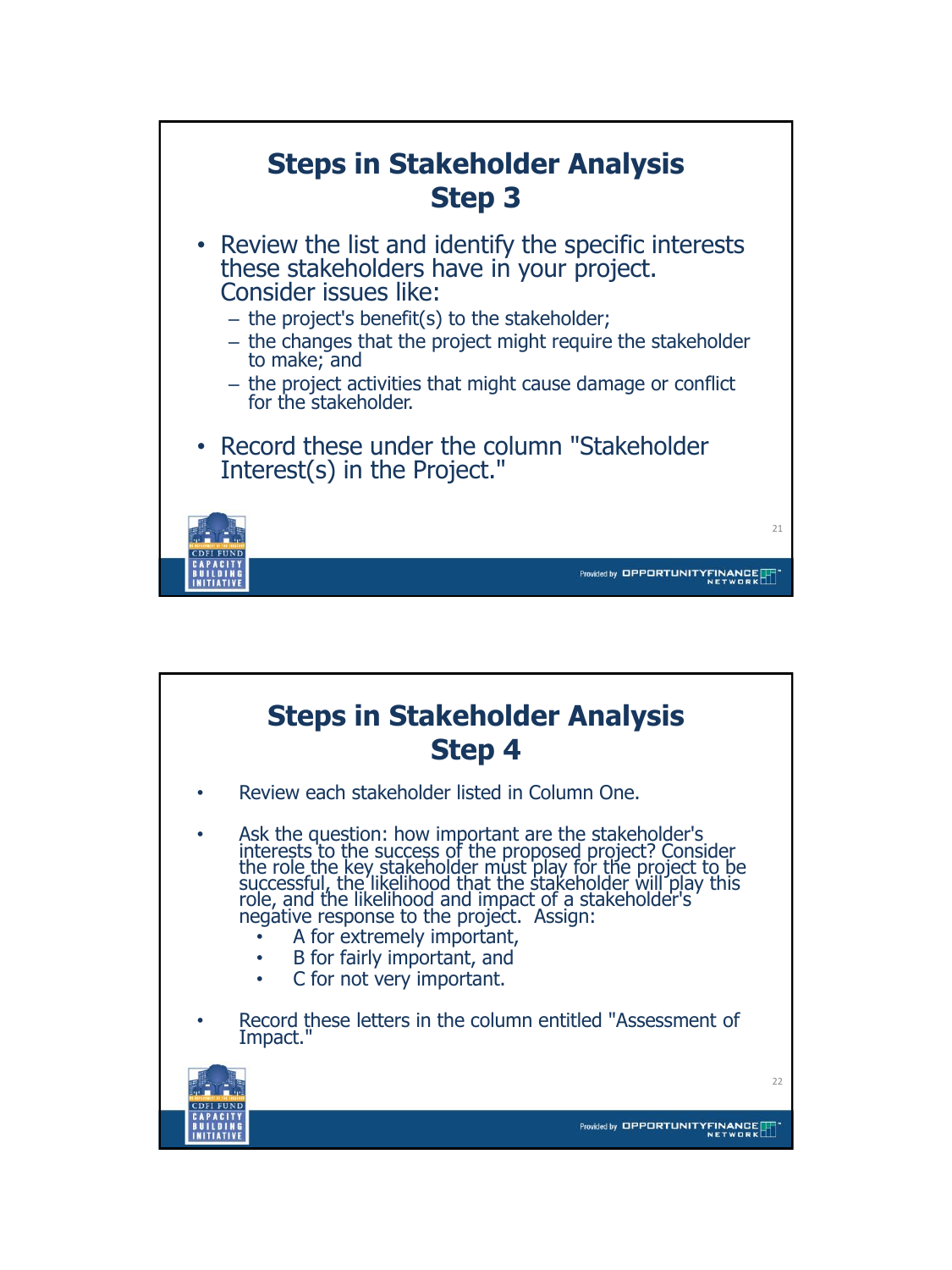## Steps in Stakeholder Analysis
## Step 3

- Review the list and identify the specific interests these stakeholders have in your project. Consider issues like:
  - the project's benefit(s) to the stakeholder;
  - the changes that the project might require the stakeholder to make; and
  - the project activities that might cause damage or conflict for the stakeholder.
- Record these under the column "Stakeholder Interest(s) in the Project."

## Steps in Stakeholder Analysis
## Step 4

- Review each stakeholder listed in Column One.
- Ask the question: how important are the stakeholder's interests to the success of the proposed project? Consider the role the key stakeholder must play for the project to be successful, the likelihood that the stakeholder will play this role, and the likelihood and impact of a stakeholder's negative response to the project. Assign:
  - A for extremely important,
  - B for fairly important, and
  - C for not very important.
- Record these letters in the column entitled "Assessment of Impact."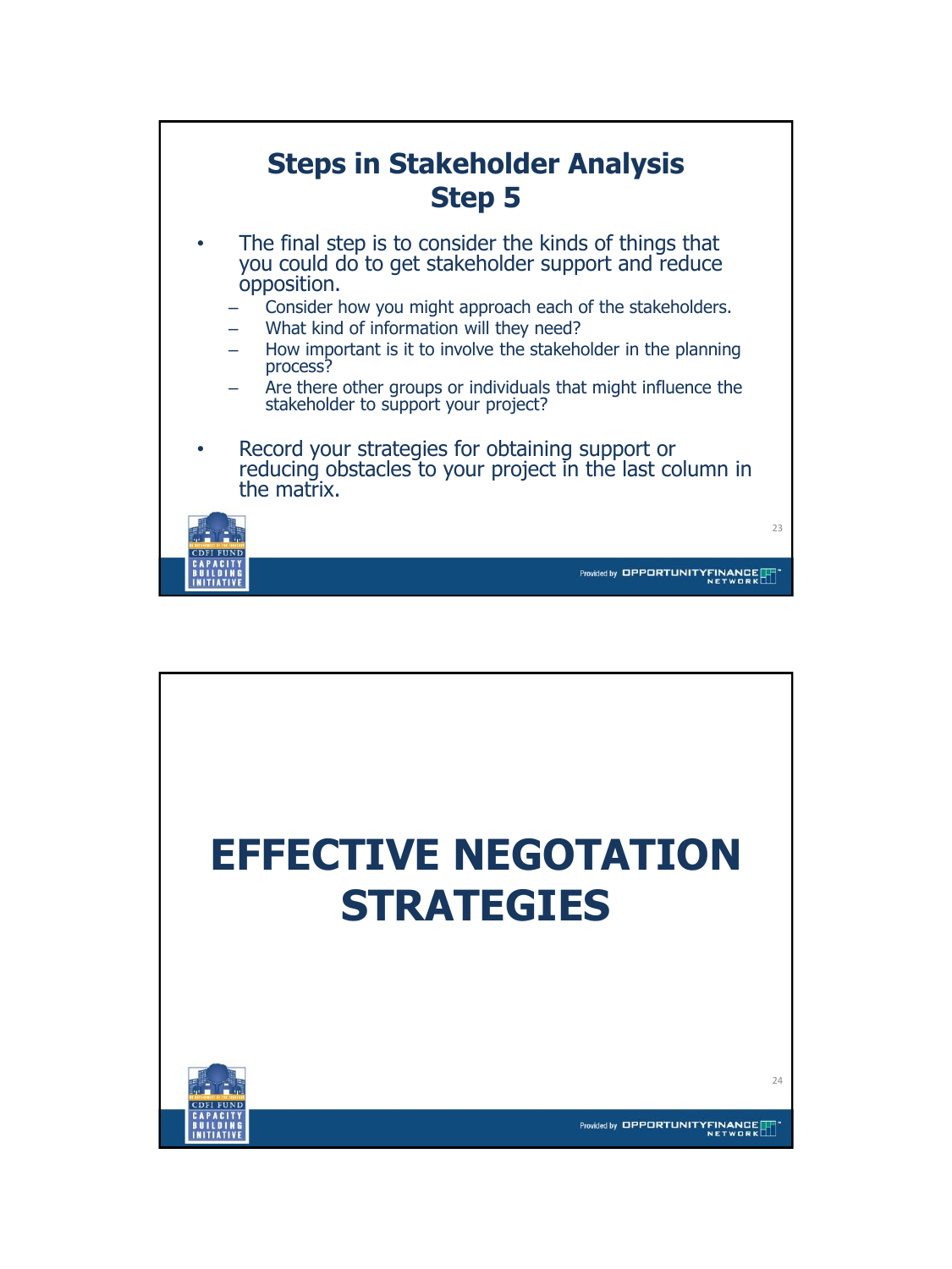# Steps in Stakeholder Analysis
## Step 5

- The final step is to consider the kinds of things that you could do to get stakeholder support and reduce opposition.
  - Consider how you might approach each of the stakeholders.
  - What kind of information will they need?
  - How important is it to involve the stakeholder in the planning process?
  - Are there other groups or individuals that might influence the stakeholder to support your project?
- Record your strategies for obtaining support or reducing obstacles to your project in the last column in the matrix.

# EFFECTIVE NEGOTATION STRATEGIES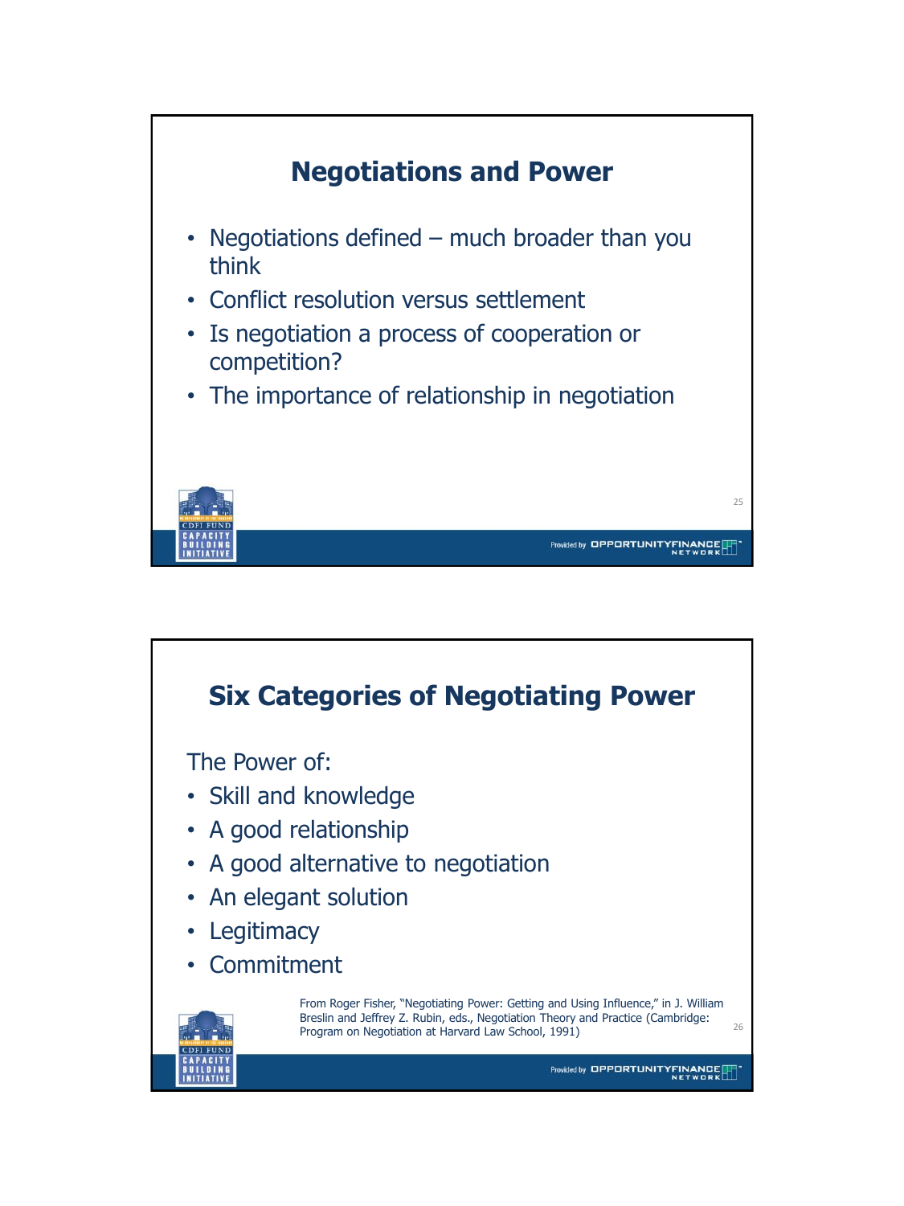## Negotiations and Power

- Negotiations defined – much broader than you think
- Conflict resolution versus settlement
- Is negotiation a process of cooperation or competition?
- The importance of relationship in negotiation

## Six Categories of Negotiating Power

The Power of:

- Skill and knowledge
- A good relationship
- A good alternative to negotiation
- An elegant solution
- Legitimacy
- Commitment

From Roger Fisher, "Negotiating Power: Getting and Using Influence," in J. William Breslin and Jeffrey Z. Rubin, eds., Negotiation Theory and Practice (Cambridge: Program on Negotiation at Harvard Law School, 1991)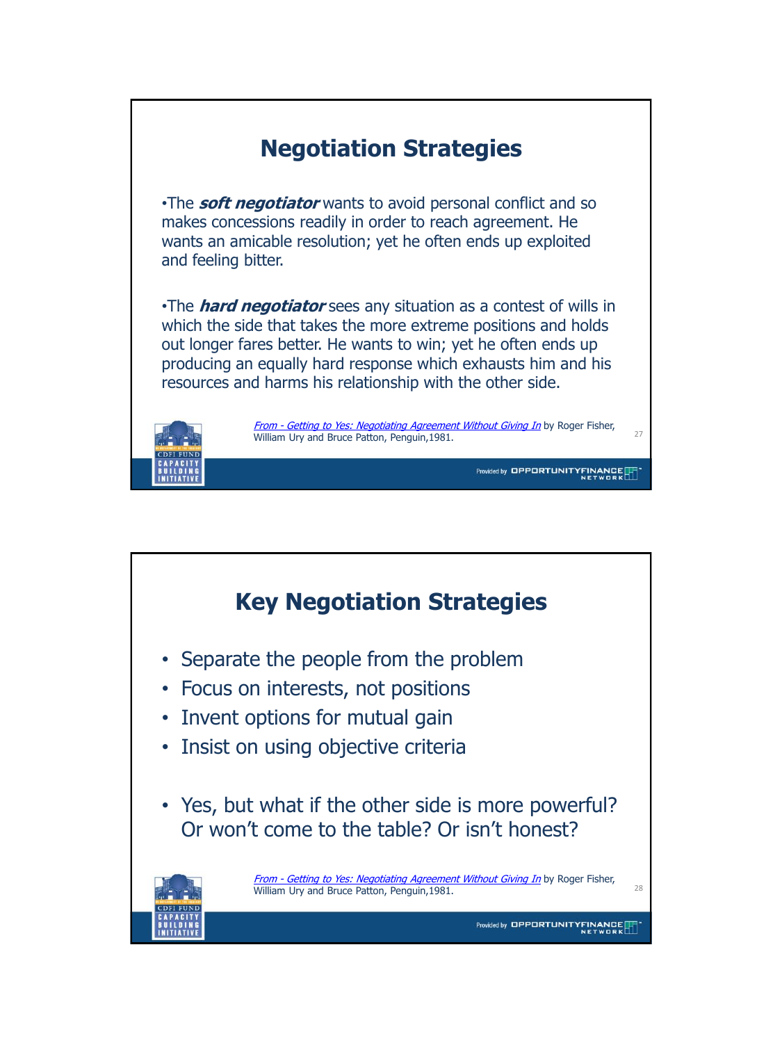## Negotiation Strategies

•The ***soft negotiator*** wants to avoid personal conflict and so makes concessions readily in order to reach agreement. He wants an amicable resolution; yet he often ends up exploited and feeling bitter.

•The ***hard negotiator*** sees any situation as a contest of wills in which the side that takes the more extreme positions and holds out longer fares better. He wants to win; yet he often ends up producing an equally hard response which exhausts him and his resources and harms his relationship with the other side.

*From - Getting to Yes: Negotiating Agreement Without Giving In* by Roger Fisher, William Ury and Bruce Patton, Penguin,1981.

## Key Negotiation Strategies

- Separate the people from the problem
- Focus on interests, not positions
- Invent options for mutual gain
- Insist on using objective criteria

- Yes, but what if the other side is more powerful? Or won't come to the table? Or isn't honest?

*From - Getting to Yes: Negotiating Agreement Without Giving In* by Roger Fisher, William Ury and Bruce Patton, Penguin,1981.